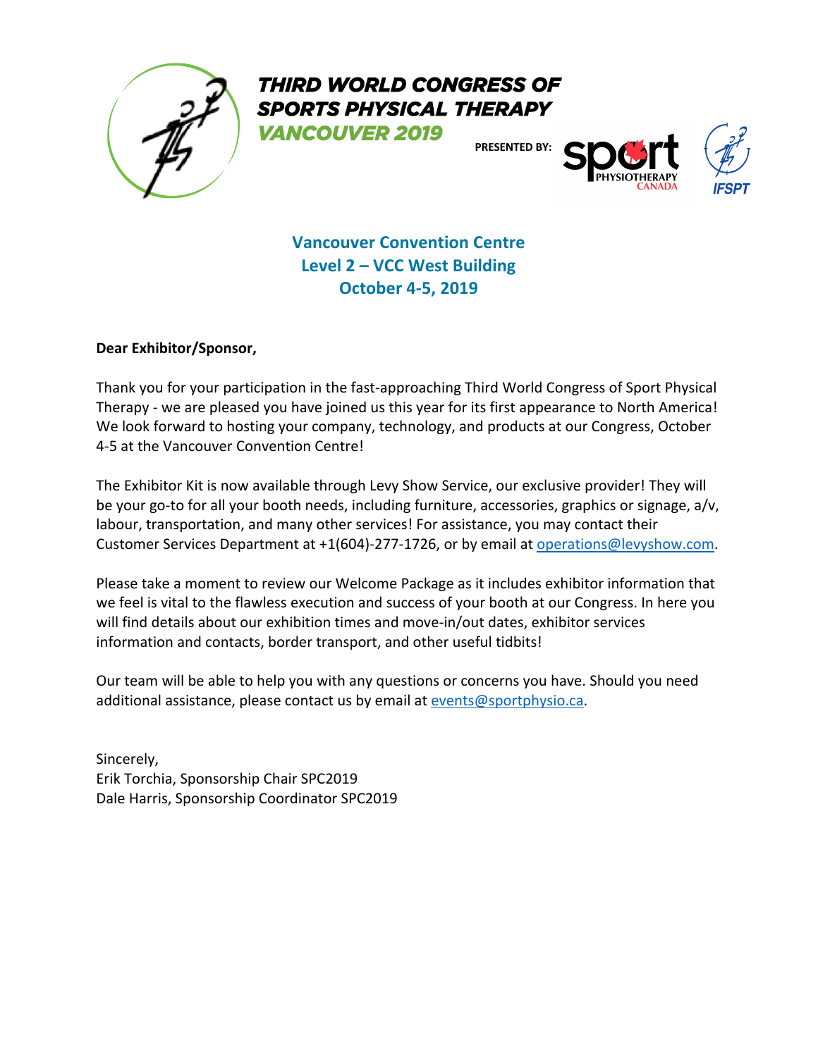# THIRD WORLD CONGRESS OF SPORTS PHYSICAL THERAPY

## VANCOUVER 2019

PRESENTED BY: sport PHYSIOTHERAPY CANADA | IFSPT

**Vancouver Convention Centre**
**Level 2 – VCC West Building**
**October 4-5, 2019**

**Dear Exhibitor/Sponsor,**

Thank you for your participation in the fast-approaching Third World Congress of Sport Physical Therapy - we are pleased you have joined us this year for its first appearance to North America! We look forward to hosting your company, technology, and products at our Congress, October 4-5 at the Vancouver Convention Centre!

The Exhibitor Kit is now available through Levy Show Service, our exclusive provider! They will be your go-to for all your booth needs, including furniture, accessories, graphics or signage, a/v, labour, transportation, and many other services! For assistance, you may contact their Customer Services Department at +1(604)-277-1726, or by email at operations@levyshow.com.

Please take a moment to review our Welcome Package as it includes exhibitor information that we feel is vital to the flawless execution and success of your booth at our Congress. In here you will find details about our exhibition times and move-in/out dates, exhibitor services information and contacts, border transport, and other useful tidbits!

Our team will be able to help you with any questions or concerns you have. Should you need additional assistance, please contact us by email at events@sportphysio.ca.

Sincerely,
Erik Torchia, Sponsorship Chair SPC2019
Dale Harris, Sponsorship Coordinator SPC2019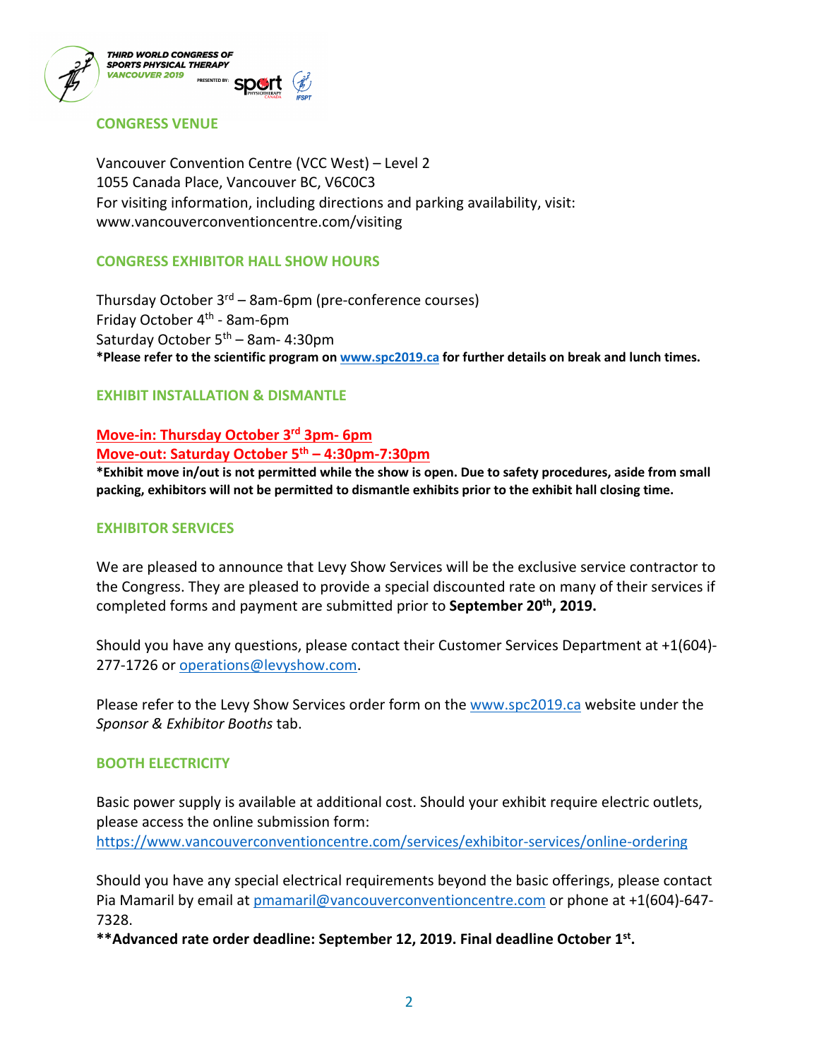## CONGRESS VENUE

Vancouver Convention Centre (VCC West) – Level 2
1055 Canada Place, Vancouver BC, V6C0C3
For visiting information, including directions and parking availability, visit: www.vancouverconventioncentre.com/visiting

## CONGRESS EXHIBITOR HALL SHOW HOURS

Thursday October 3rd – 8am-6pm (pre-conference courses)
Friday October 4th - 8am-6pm
Saturday October 5th – 8am- 4:30pm
**\*Please refer to the scientific program on www.spc2019.ca for further details on break and lunch times.**

## EXHIBIT INSTALLATION & DISMANTLE

**Move-in: Thursday October 3rd 3pm- 6pm**
**Move-out: Saturday October 5th – 4:30pm-7:30pm**
**\*Exhibit move in/out is not permitted while the show is open. Due to safety procedures, aside from small packing, exhibitors will not be permitted to dismantle exhibits prior to the exhibit hall closing time.**

## EXHIBITOR SERVICES

We are pleased to announce that Levy Show Services will be the exclusive service contractor to the Congress. They are pleased to provide a special discounted rate on many of their services if completed forms and payment are submitted prior to **September 20th, 2019.**

Should you have any questions, please contact their Customer Services Department at +1(604)-277-1726 or operations@levyshow.com.

Please refer to the Levy Show Services order form on the www.spc2019.ca website under the *Sponsor & Exhibitor Booths* tab.

## BOOTH ELECTRICITY

Basic power supply is available at additional cost. Should your exhibit require electric outlets, please access the online submission form:
https://www.vancouverconventioncentre.com/services/exhibitor-services/online-ordering

Should you have any special electrical requirements beyond the basic offerings, please contact Pia Mamaril by email at pmamaril@vancouverconventioncentre.com or phone at +1(604)-647-7328.
**\*\*Advanced rate order deadline: September 12, 2019. Final deadline October 1st.**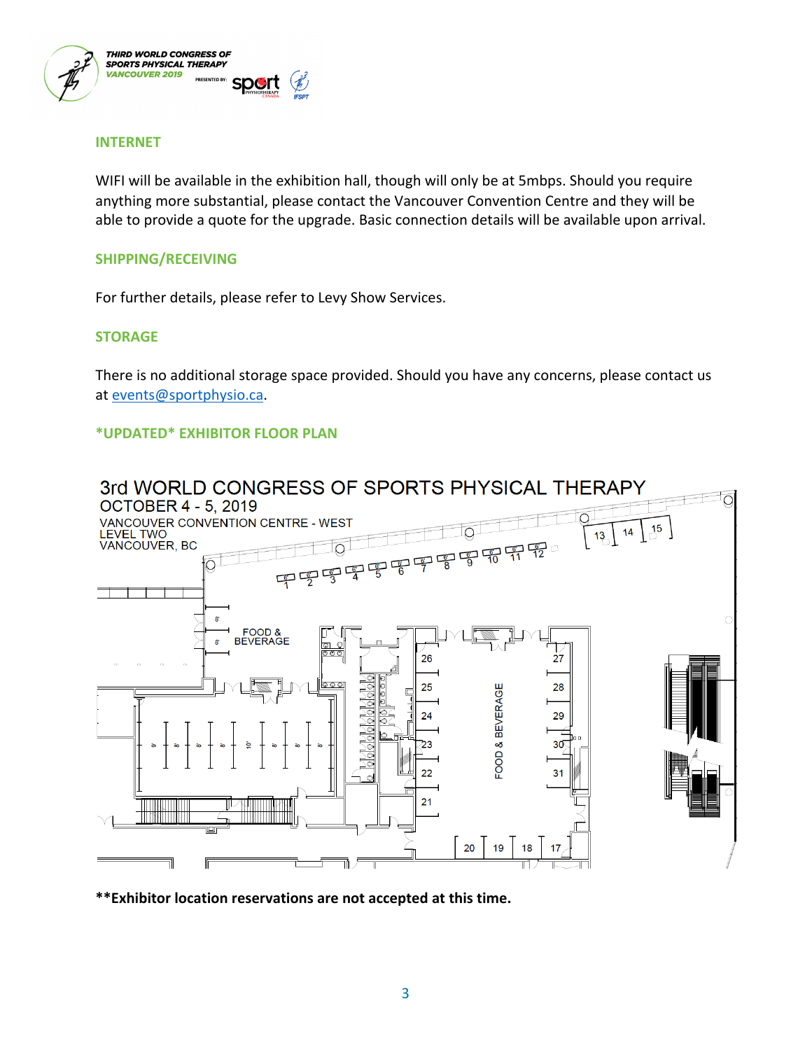## INTERNET

WIFI will be available in the exhibition hall, though will only be at 5mbps. Should you require anything more substantial, please contact the Vancouver Convention Centre and they will be able to provide a quote for the upgrade. Basic connection details will be available upon arrival.

## SHIPPING/RECEIVING

For further details, please refer to Levy Show Services.

## STORAGE

There is no additional storage space provided. Should you have any concerns, please contact us at events@sportphysio.ca.

## *UPDATED* EXHIBITOR FLOOR PLAN

3rd WORLD CONGRESS OF SPORTS PHYSICAL THERAPY
OCTOBER 4 - 5, 2019
VANCOUVER CONVENTION CENTRE - WEST
LEVEL TWO
VANCOUVER, BC

**Exhibitor location reservations are not accepted at this time.**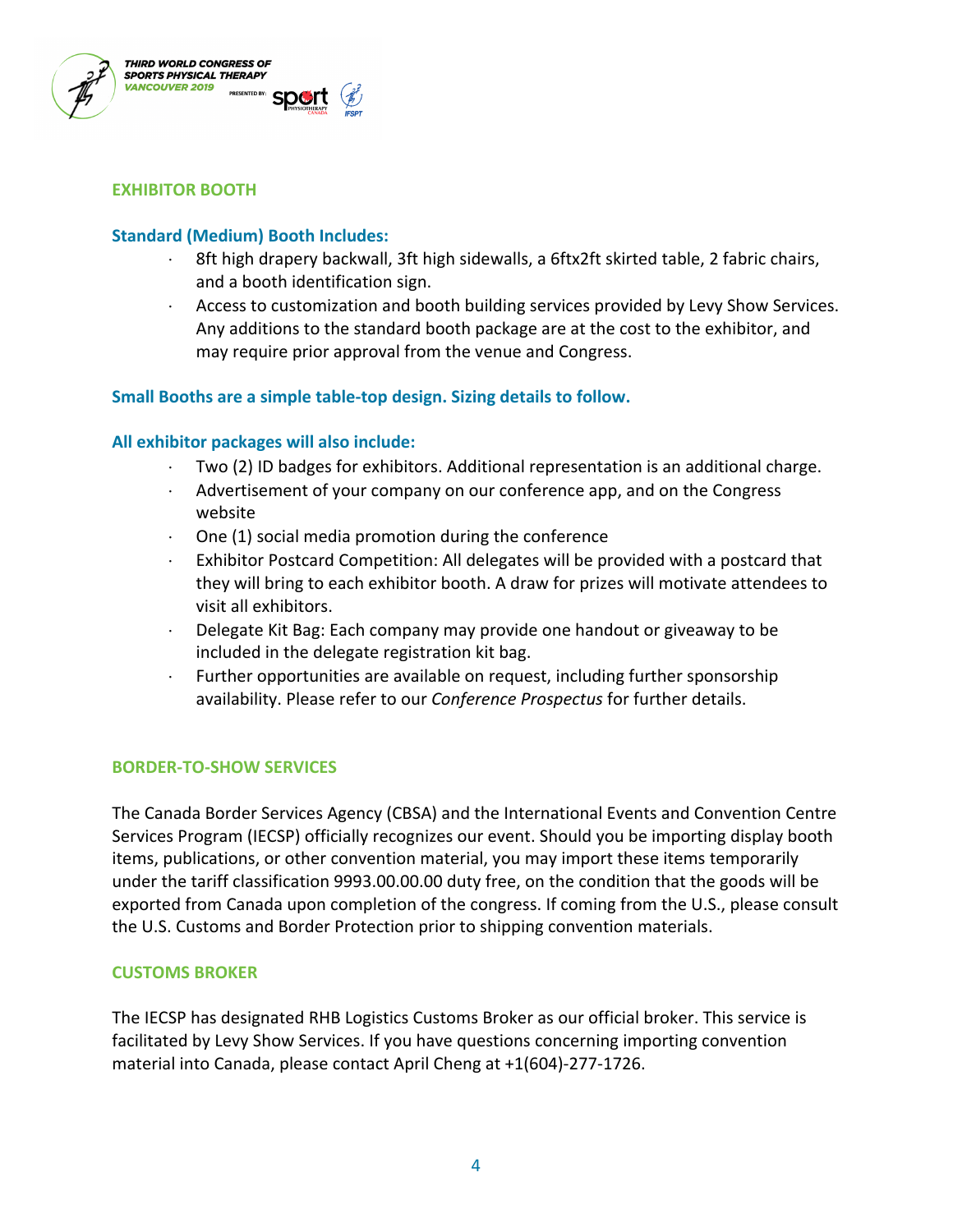## EXHIBITOR BOOTH

### Standard (Medium) Booth Includes:

- 8ft high drapery backwall, 3ft high sidewalls, a 6ftx2ft skirted table, 2 fabric chairs, and a booth identification sign.
- Access to customization and booth building services provided by Levy Show Services. Any additions to the standard booth package are at the cost to the exhibitor, and may require prior approval from the venue and Congress.

### Small Booths are a simple table-top design. Sizing details to follow.

### All exhibitor packages will also include:

- Two (2) ID badges for exhibitors. Additional representation is an additional charge.
- Advertisement of your company on our conference app, and on the Congress website
- One (1) social media promotion during the conference
- Exhibitor Postcard Competition: All delegates will be provided with a postcard that they will bring to each exhibitor booth. A draw for prizes will motivate attendees to visit all exhibitors.
- Delegate Kit Bag: Each company may provide one handout or giveaway to be included in the delegate registration kit bag.
- Further opportunities are available on request, including further sponsorship availability. Please refer to our *Conference Prospectus* for further details.

## BORDER-TO-SHOW SERVICES

The Canada Border Services Agency (CBSA) and the International Events and Convention Centre Services Program (IECSP) officially recognizes our event. Should you be importing display booth items, publications, or other convention material, you may import these items temporarily under the tariff classification 9993.00.00.00 duty free, on the condition that the goods will be exported from Canada upon completion of the congress. If coming from the U.S., please consult the U.S. Customs and Border Protection prior to shipping convention materials.

## CUSTOMS BROKER

The IECSP has designated RHB Logistics Customs Broker as our official broker. This service is facilitated by Levy Show Services. If you have questions concerning importing convention material into Canada, please contact April Cheng at +1(604)-277-1726.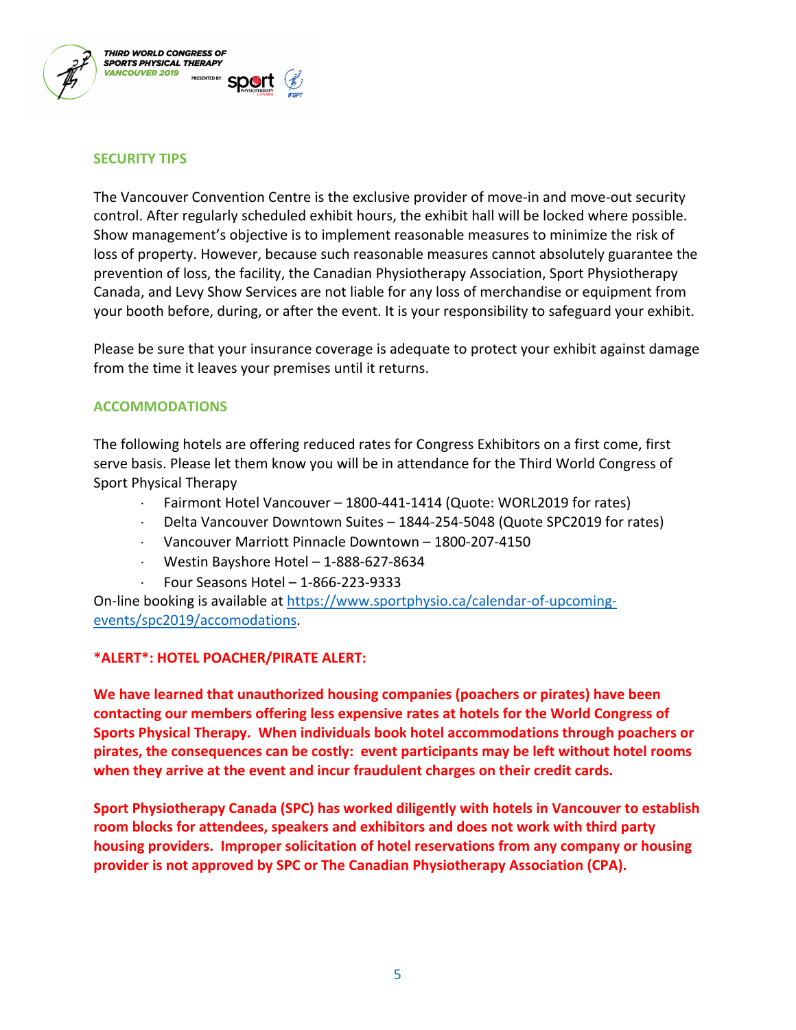## SECURITY TIPS

The Vancouver Convention Centre is the exclusive provider of move-in and move-out security control. After regularly scheduled exhibit hours, the exhibit hall will be locked where possible. Show management's objective is to implement reasonable measures to minimize the risk of loss of property. However, because such reasonable measures cannot absolutely guarantee the prevention of loss, the facility, the Canadian Physiotherapy Association, Sport Physiotherapy Canada, and Levy Show Services are not liable for any loss of merchandise or equipment from your booth before, during, or after the event. It is your responsibility to safeguard your exhibit.

Please be sure that your insurance coverage is adequate to protect your exhibit against damage from the time it leaves your premises until it returns.

## ACCOMMODATIONS

The following hotels are offering reduced rates for Congress Exhibitors on a first come, first serve basis. Please let them know you will be in attendance for the Third World Congress of Sport Physical Therapy

- Fairmont Hotel Vancouver – 1800-441-1414 (Quote: WORL2019 for rates)
- Delta Vancouver Downtown Suites – 1844-254-5048 (Quote SPC2019 for rates)
- Vancouver Marriott Pinnacle Downtown – 1800-207-4150
- Westin Bayshore Hotel – 1-888-627-8634
- Four Seasons Hotel – 1-866-223-9333

On-line booking is available at https://www.sportphysio.ca/calendar-of-upcoming-events/spc2019/accomodations.

**\*ALERT\*: HOTEL POACHER/PIRATE ALERT:**

**We have learned that unauthorized housing companies (poachers or pirates) have been contacting our members offering less expensive rates at hotels for the World Congress of Sports Physical Therapy. When individuals book hotel accommodations through poachers or pirates, the consequences can be costly: event participants may be left without hotel rooms when they arrive at the event and incur fraudulent charges on their credit cards.**

**Sport Physiotherapy Canada (SPC) has worked diligently with hotels in Vancouver to establish room blocks for attendees, speakers and exhibitors and does not work with third party housing providers. Improper solicitation of hotel reservations from any company or housing provider is not approved by SPC or The Canadian Physiotherapy Association (CPA).**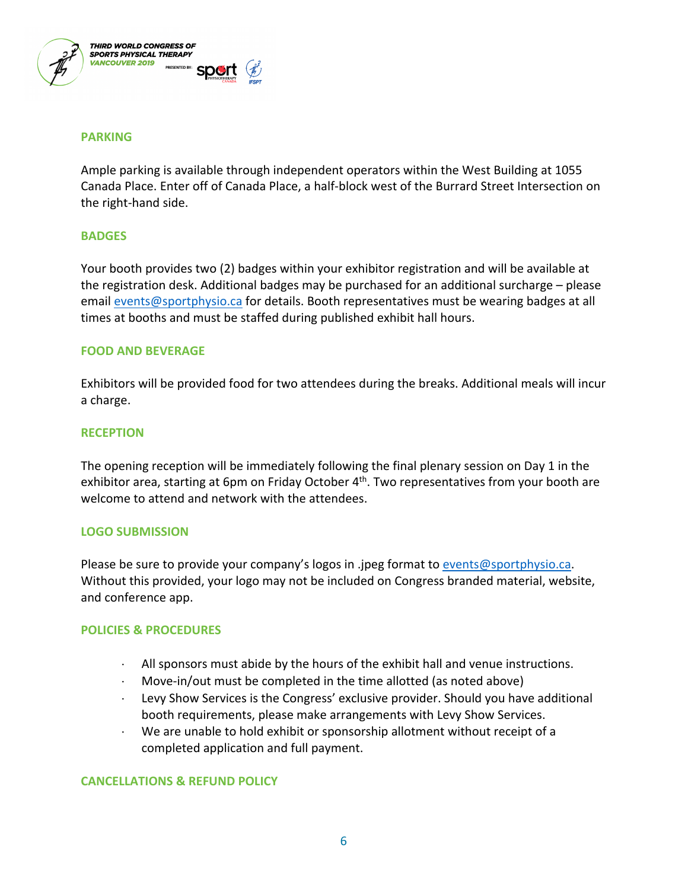## PARKING

Ample parking is available through independent operators within the West Building at 1055 Canada Place. Enter off of Canada Place, a half-block west of the Burrard Street Intersection on the right-hand side.

## BADGES

Your booth provides two (2) badges within your exhibitor registration and will be available at the registration desk. Additional badges may be purchased for an additional surcharge – please email events@sportphysio.ca for details. Booth representatives must be wearing badges at all times at booths and must be staffed during published exhibit hall hours.

## FOOD AND BEVERAGE

Exhibitors will be provided food for two attendees during the breaks. Additional meals will incur a charge.

## RECEPTION

The opening reception will be immediately following the final plenary session on Day 1 in the exhibitor area, starting at 6pm on Friday October 4th. Two representatives from your booth are welcome to attend and network with the attendees.

## LOGO SUBMISSION

Please be sure to provide your company's logos in .jpeg format to events@sportphysio.ca. Without this provided, your logo may not be included on Congress branded material, website, and conference app.

## POLICIES & PROCEDURES

- All sponsors must abide by the hours of the exhibit hall and venue instructions.
- Move-in/out must be completed in the time allotted (as noted above)
- Levy Show Services is the Congress' exclusive provider. Should you have additional booth requirements, please make arrangements with Levy Show Services.
- We are unable to hold exhibit or sponsorship allotment without receipt of a completed application and full payment.

## CANCELLATIONS & REFUND POLICY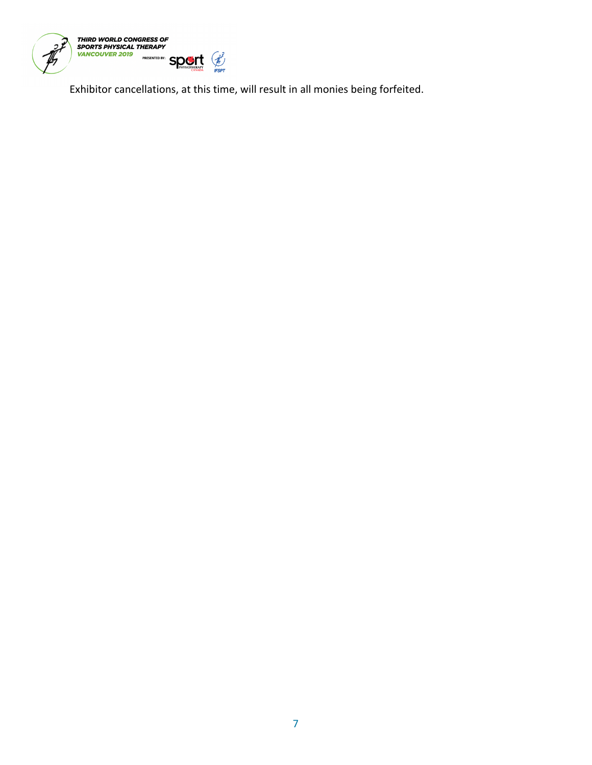Exhibitor cancellations, at this time, will result in all monies being forfeited.